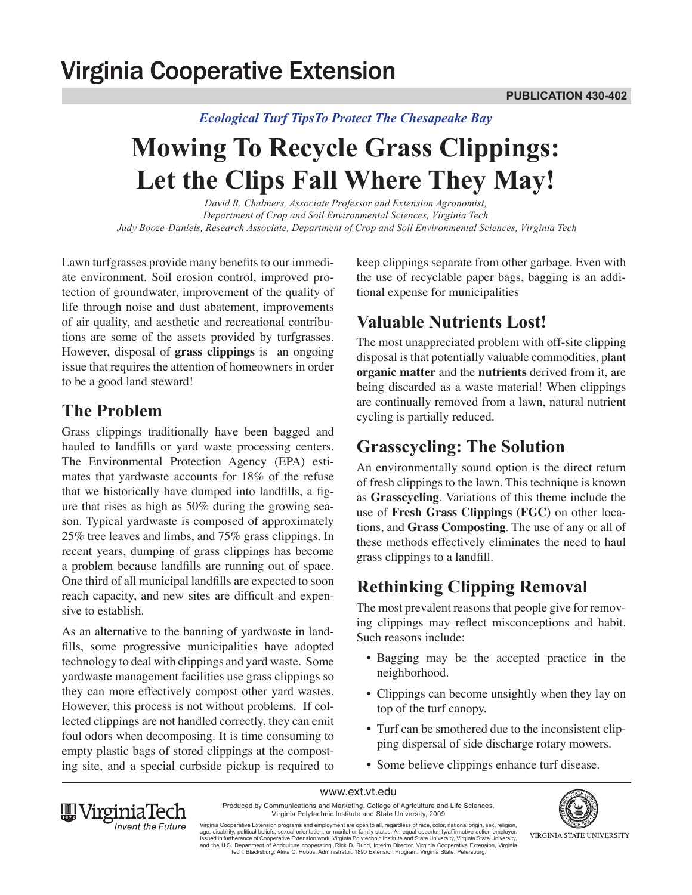# Virginia Cooperative Extension

**PUBLICATION 430-402**

*Ecological Turf TipsTo Protect The Chesapeake Bay*

# Mowing To Recycle Grass Clippings: Let the Clips Fall Where They May!

*David R. Chalmers, Associate Professor and Extension Agronomist, Department of Crop and Soil Environmental Sciences, Virginia Tech*
*Judy Booze-Daniels, Research Associate, Department of Crop and Soil Environmental Sciences, Virginia Tech*

Lawn turfgrasses provide many benefits to our immediate environment. Soil erosion control, improved protection of groundwater, improvement of the quality of life through noise and dust abatement, improvements of air quality, and aesthetic and recreational contributions are some of the assets provided by turfgrasses. However, disposal of **grass clippings** is an ongoing issue that requires the attention of homeowners in order to be a good land steward!

## The Problem

Grass clippings traditionally have been bagged and hauled to landfills or yard waste processing centers. The Environmental Protection Agency (EPA) estimates that yardwaste accounts for 18% of the refuse that we historically have dumped into landfills, a figure that rises as high as 50% during the growing season. Typical yardwaste is composed of approximately 25% tree leaves and limbs, and 75% grass clippings. In recent years, dumping of grass clippings has become a problem because landfills are running out of space. One third of all municipal landfills are expected to soon reach capacity, and new sites are difficult and expensive to establish.

As an alternative to the banning of yardwaste in landfills, some progressive municipalities have adopted technology to deal with clippings and yard waste. Some yardwaste management facilities use grass clippings so they can more effectively compost other yard wastes. However, this process is not without problems. If collected clippings are not handled correctly, they can emit foul odors when decomposing. It is time consuming to empty plastic bags of stored clippings at the composting site, and a special curbside pickup is required to keep clippings separate from other garbage. Even with the use of recyclable paper bags, bagging is an additional expense for municipalities

## Valuable Nutrients Lost!

The most unappreciated problem with off-site clipping disposal is that potentially valuable commodities, plant **organic matter** and the **nutrients** derived from it, are being discarded as a waste material! When clippings are continually removed from a lawn, natural nutrient cycling is partially reduced.

## Grasscycling: The Solution

An environmentally sound option is the direct return of fresh clippings to the lawn. This technique is known as **Grasscycling**. Variations of this theme include the use of **Fresh Grass Clippings (FGC)** on other locations, and **Grass Composting**. The use of any or all of these methods effectively eliminates the need to haul grass clippings to a landfill.

## Rethinking Clipping Removal

The most prevalent reasons that people give for removing clippings may reflect misconceptions and habit. Such reasons include:

- Bagging may be the accepted practice in the neighborhood.
- Clippings can become unsightly when they lay on top of the turf canopy.
- Turf can be smothered due to the inconsistent clipping dispersal of side discharge rotary mowers.
- Some believe clippings enhance turf disease.

www.ext.vt.edu

Produced by Communications and Marketing, College of Agriculture and Life Sciences, Virginia Polytechnic Institute and State University, 2009

Virginia Cooperative Extension programs and employment are open to all, regardless of race, color, national origin, sex, religion, age, disability, political beliefs, sexual orientation, or marital or family status. An equal opportunity/affirmative action employer. Issued in furtherance of Cooperative Extension work, Virginia Polytechnic Institute and State University, Virginia State University, and the U.S. Department of Agriculture cooperating. RIck D. Rudd, Interim Director, Virginia Cooperative Extension, Virginia Tech, Blacksburg; Alma C. Hobbs, Administrator, 1890 Extension Program, Virginia State, Petersburg.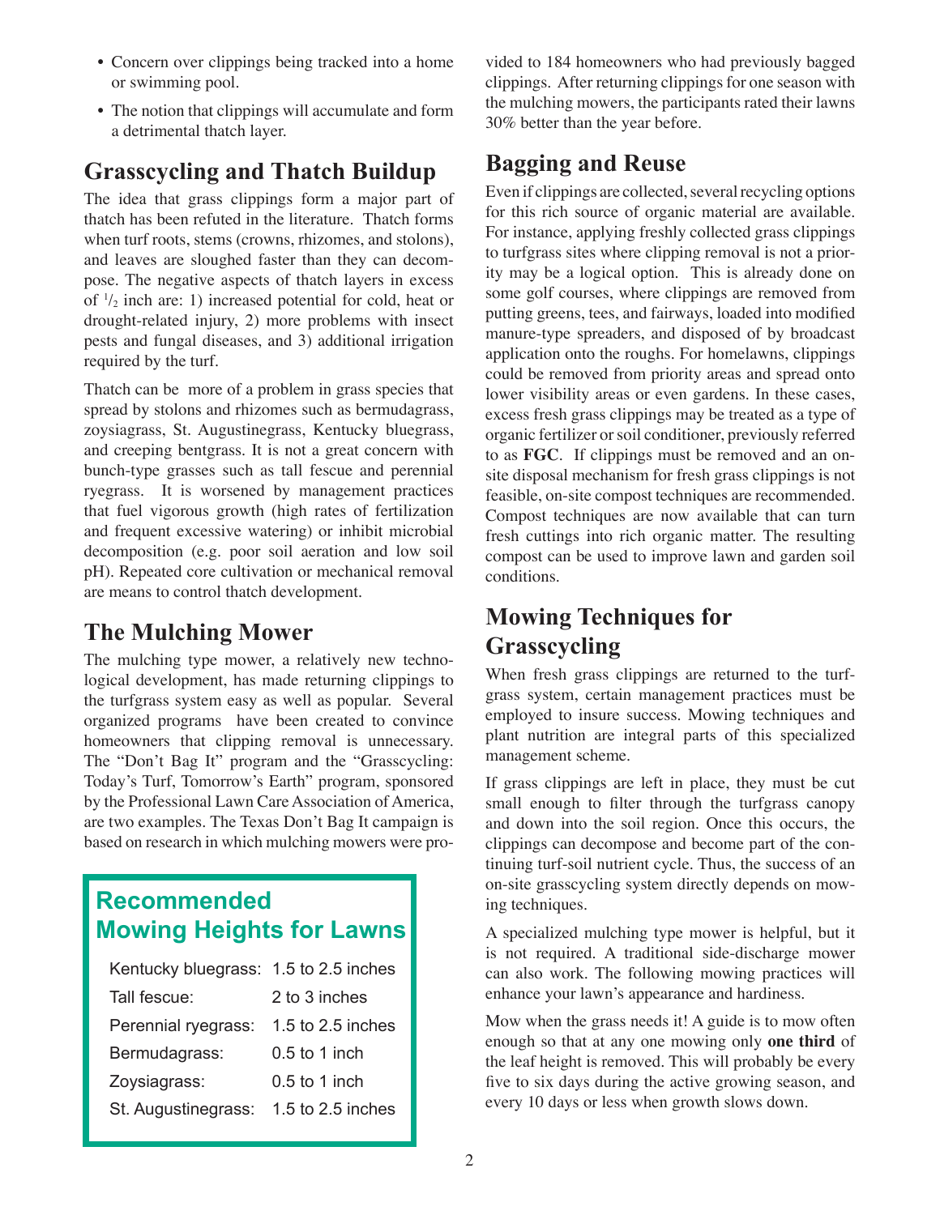- Concern over clippings being tracked into a home or swimming pool.
- The notion that clippings will accumulate and form a detrimental thatch layer.

## Grasscycling and Thatch Buildup

The idea that grass clippings form a major part of thatch has been refuted in the literature. Thatch forms when turf roots, stems (crowns, rhizomes, and stolons), and leaves are sloughed faster than they can decompose. The negative aspects of thatch layers in excess of $^{1}/_{2}$ inch are: 1) increased potential for cold, heat or drought-related injury, 2) more problems with insect pests and fungal diseases, and 3) additional irrigation required by the turf.

Thatch can be more of a problem in grass species that spread by stolons and rhizomes such as bermudagrass, zoysiagrass, St. Augustinegrass, Kentucky bluegrass, and creeping bentgrass. It is not a great concern with bunch-type grasses such as tall fescue and perennial ryegrass. It is worsened by management practices that fuel vigorous growth (high rates of fertilization and frequent excessive watering) or inhibit microbial decomposition (e.g. poor soil aeration and low soil pH). Repeated core cultivation or mechanical removal are means to control thatch development.

## The Mulching Mower

The mulching type mower, a relatively new technological development, has made returning clippings to the turfgrass system easy as well as popular. Several organized programs have been created to convince homeowners that clipping removal is unnecessary. The "Don't Bag It" program and the "Grasscycling: Today's Turf, Tomorrow's Earth" program, sponsored by the Professional Lawn Care Association of America, are two examples. The Texas Don't Bag It campaign is based on research in which mulching mowers were provided to 184 homeowners who had previously bagged clippings. After returning clippings for one season with the mulching mowers, the participants rated their lawns 30% better than the year before.

### Recommended Mowing Heights for Lawns

| | |
|---|---|
| Kentucky bluegrass: | 1.5 to 2.5 inches |
| Tall fescue: | 2 to 3 inches |
| Perennial ryegrass: | 1.5 to 2.5 inches |
| Bermudagrass: | 0.5 to 1 inch |
| Zoysiagrass: | 0.5 to 1 inch |
| St. Augustinegrass: | 1.5 to 2.5 inches |

## Bagging and Reuse

Even if clippings are collected, several recycling options for this rich source of organic material are available. For instance, applying freshly collected grass clippings to turfgrass sites where clipping removal is not a priority may be a logical option. This is already done on some golf courses, where clippings are removed from putting greens, tees, and fairways, loaded into modified manure-type spreaders, and disposed of by broadcast application onto the roughs. For homelawns, clippings could be removed from priority areas and spread onto lower visibility areas or even gardens. In these cases, excess fresh grass clippings may be treated as a type of organic fertilizer or soil conditioner, previously referred to as **FGC**. If clippings must be removed and an on-site disposal mechanism for fresh grass clippings is not feasible, on-site compost techniques are recommended. Compost techniques are now available that can turn fresh cuttings into rich organic matter. The resulting compost can be used to improve lawn and garden soil conditions.

## Mowing Techniques for Grasscycling

When fresh grass clippings are returned to the turfgrass system, certain management practices must be employed to insure success. Mowing techniques and plant nutrition are integral parts of this specialized management scheme.

If grass clippings are left in place, they must be cut small enough to filter through the turfgrass canopy and down into the soil region. Once this occurs, the clippings can decompose and become part of the continuing turf-soil nutrient cycle. Thus, the success of an on-site grasscycling system directly depends on mowing techniques.

A specialized mulching type mower is helpful, but it is not required. A traditional side-discharge mower can also work. The following mowing practices will enhance your lawn's appearance and hardiness.

Mow when the grass needs it! A guide is to mow often enough so that at any one mowing only **one third** of the leaf height is removed. This will probably be every five to six days during the active growing season, and every 10 days or less when growth slows down.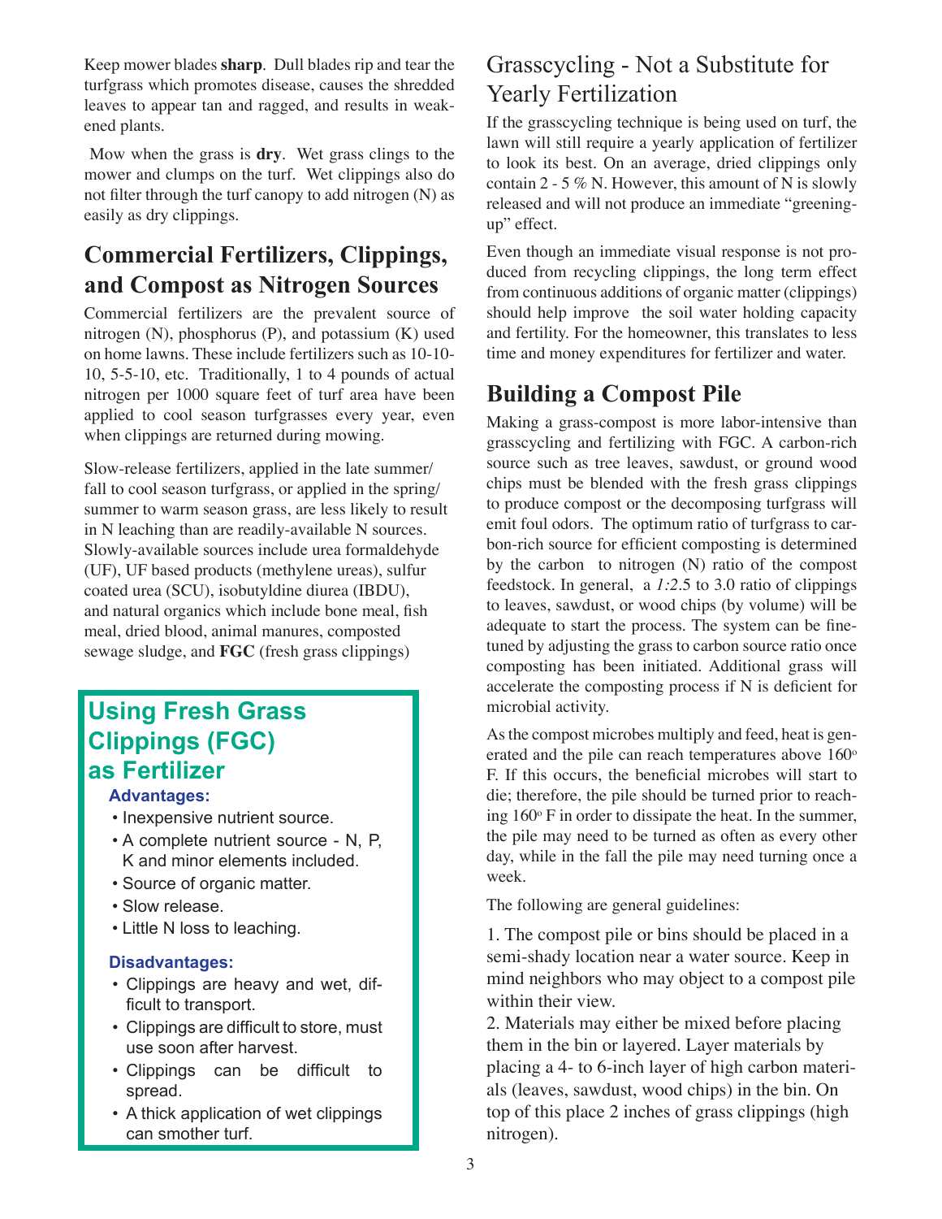Keep mower blades **sharp**. Dull blades rip and tear the turfgrass which promotes disease, causes the shredded leaves to appear tan and ragged, and results in weakened plants.

Mow when the grass is **dry**. Wet grass clings to the mower and clumps on the turf. Wet clippings also do not filter through the turf canopy to add nitrogen (N) as easily as dry clippings.

## Commercial Fertilizers, Clippings, and Compost as Nitrogen Sources

Commercial fertilizers are the prevalent source of nitrogen (N), phosphorus (P), and potassium (K) used on home lawns. These include fertilizers such as 10-10-10, 5-5-10, etc. Traditionally, 1 to 4 pounds of actual nitrogen per 1000 square feet of turf area have been applied to cool season turfgrasses every year, even when clippings are returned during mowing.

Slow-release fertilizers, applied in the late summer/fall to cool season turfgrass, or applied in the spring/summer to warm season grass, are less likely to result in N leaching than are readily-available N sources. Slowly-available sources include urea formaldehyde (UF), UF based products (methylene ureas), sulfur coated urea (SCU), isobutyldine diurea (IBDU), and natural organics which include bone meal, fish meal, dried blood, animal manures, composted sewage sludge, and **FGC** (fresh grass clippings)

## Using Fresh Grass Clippings (FGC) as Fertilizer

**Advantages:**

- Inexpensive nutrient source.
- A complete nutrient source - N, P, K and minor elements included.
- Source of organic matter.
- Slow release.
- Little N loss to leaching.

**Disadvantages:**

- Clippings are heavy and wet, difficult to transport.
- Clippings are difficult to store, must use soon after harvest.
- Clippings can be difficult to spread.
- A thick application of wet clippings can smother turf.

## Grasscycling - Not a Substitute for Yearly Fertilization

If the grasscycling technique is being used on turf, the lawn will still require a yearly application of fertilizer to look its best. On an average, dried clippings only contain 2 - 5 % N. However, this amount of N is slowly released and will not produce an immediate "greening-up" effect.

Even though an immediate visual response is not produced from recycling clippings, the long term effect from continuous additions of organic matter (clippings) should help improve the soil water holding capacity and fertility. For the homeowner, this translates to less time and money expenditures for fertilizer and water.

## Building a Compost Pile

Making a grass-compost is more labor-intensive than grasscycling and fertilizing with FGC. A carbon-rich source such as tree leaves, sawdust, or ground wood chips must be blended with the fresh grass clippings to produce compost or the decomposing turfgrass will emit foul odors. The optimum ratio of turfgrass to carbon-rich source for efficient composting is determined by the carbon to nitrogen (N) ratio of the compost feedstock. In general, a *1:2*.5 to 3.0 ratio of clippings to leaves, sawdust, or wood chips (by volume) will be adequate to start the process. The system can be fine-tuned by adjusting the grass to carbon source ratio once composting has been initiated. Additional grass will accelerate the composting process if N is deficient for microbial activity.

As the compost microbes multiply and feed, heat is generated and the pile can reach temperatures above 160$^o$ F. If this occurs, the beneficial microbes will start to die; therefore, the pile should be turned prior to reaching 160$^o$ F in order to dissipate the heat. In the summer, the pile may need to be turned as often as every other day, while in the fall the pile may need turning once a week.

The following are general guidelines:

1. The compost pile or bins should be placed in a semi-shady location near a water source. Keep in mind neighbors who may object to a compost pile within their view.
2. Materials may either be mixed before placing them in the bin or layered. Layer materials by placing a 4- to 6-inch layer of high carbon materials (leaves, sawdust, wood chips) in the bin. On top of this place 2 inches of grass clippings (high nitrogen).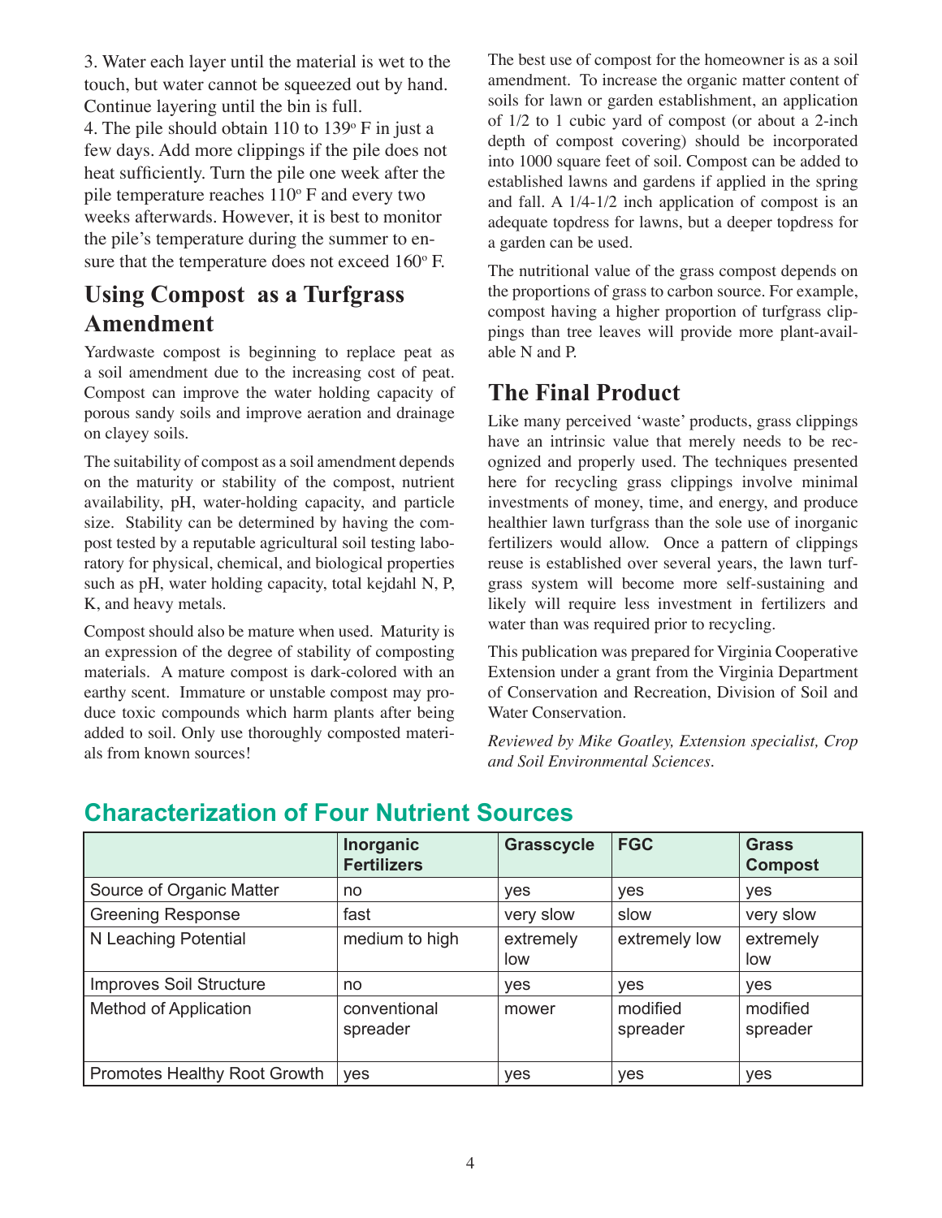3. Water each layer until the material is wet to the touch, but water cannot be squeezed out by hand. Continue layering until the bin is full.

4. The pile should obtain 110 to 139º F in just a few days. Add more clippings if the pile does not heat sufficiently. Turn the pile one week after the pile temperature reaches 110º F and every two weeks afterwards. However, it is best to monitor the pile's temperature during the summer to ensure that the temperature does not exceed 160º F.

## Using Compost as a Turfgrass Amendment

Yardwaste compost is beginning to replace peat as a soil amendment due to the increasing cost of peat. Compost can improve the water holding capacity of porous sandy soils and improve aeration and drainage on clayey soils.

The suitability of compost as a soil amendment depends on the maturity or stability of the compost, nutrient availability, pH, water-holding capacity, and particle size. Stability can be determined by having the compost tested by a reputable agricultural soil testing laboratory for physical, chemical, and biological properties such as pH, water holding capacity, total kejdahl N, P, K, and heavy metals.

Compost should also be mature when used. Maturity is an expression of the degree of stability of composting materials. A mature compost is dark-colored with an earthy scent. Immature or unstable compost may produce toxic compounds which harm plants after being added to soil. Only use thoroughly composted materials from known sources!

The best use of compost for the homeowner is as a soil amendment. To increase the organic matter content of soils for lawn or garden establishment, an application of 1/2 to 1 cubic yard of compost (or about a 2-inch depth of compost covering) should be incorporated into 1000 square feet of soil. Compost can be added to established lawns and gardens if applied in the spring and fall. A 1/4-1/2 inch application of compost is an adequate topdress for lawns, but a deeper topdress for a garden can be used.

The nutritional value of the grass compost depends on the proportions of grass to carbon source. For example, compost having a higher proportion of turfgrass clippings than tree leaves will provide more plant-available N and P.

## The Final Product

Like many perceived 'waste' products, grass clippings have an intrinsic value that merely needs to be recognized and properly used. The techniques presented here for recycling grass clippings involve minimal investments of money, time, and energy, and produce healthier lawn turfgrass than the sole use of inorganic fertilizers would allow. Once a pattern of clippings reuse is established over several years, the lawn turfgrass system will become more self-sustaining and likely will require less investment in fertilizers and water than was required prior to recycling.

This publication was prepared for Virginia Cooperative Extension under a grant from the Virginia Department of Conservation and Recreation, Division of Soil and Water Conservation.

*Reviewed by Mike Goatley, Extension specialist, Crop and Soil Environmental Sciences.*

## Characterization of Four Nutrient Sources

| | Inorganic Fertilizers | Grasscycle | FGC | Grass Compost |
|---|---|---|---|---|
| Source of Organic Matter | no | yes | yes | yes |
| Greening Response | fast | very slow | slow | very slow |
| N Leaching Potential | medium to high | extremely low | extremely low | extremely low |
| Improves Soil Structure | no | yes | yes | yes |
| Method of Application | conventional spreader | mower | modified spreader | modified spreader |
| Promotes Healthy Root Growth | yes | yes | yes | yes |